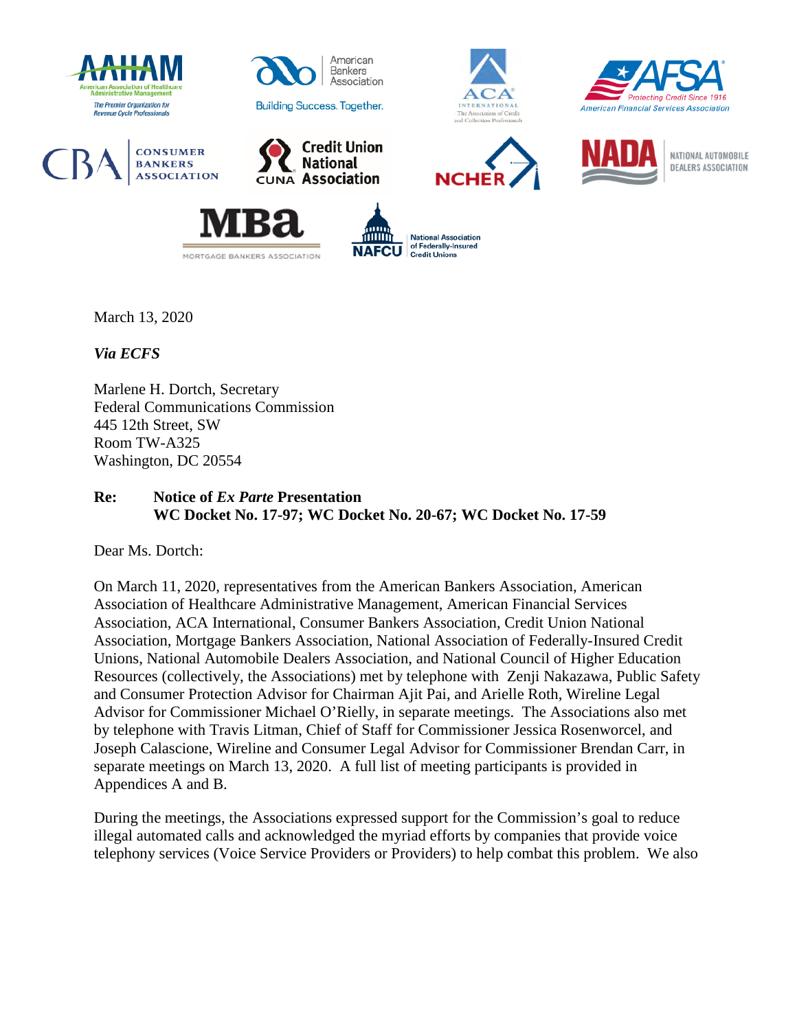March 13, 2020

*Via ECFS*

Marlene H. Dortch, Secretary
Federal Communications Commission
445 12th Street, SW
Room TW-A325
Washington, DC 20554

**Re: Notice of *Ex Parte* Presentation**
**WC Docket No. 17-97; WC Docket No. 20-67; WC Docket No. 17-59**

Dear Ms. Dortch:

On March 11, 2020, representatives from the American Bankers Association, American Association of Healthcare Administrative Management, American Financial Services Association, ACA International, Consumer Bankers Association, Credit Union National Association, Mortgage Bankers Association, National Association of Federally-Insured Credit Unions, National Automobile Dealers Association, and National Council of Higher Education Resources (collectively, the Associations) met by telephone with Zenji Nakazawa, Public Safety and Consumer Protection Advisor for Chairman Ajit Pai, and Arielle Roth, Wireline Legal Advisor for Commissioner Michael O'Rielly, in separate meetings. The Associations also met by telephone with Travis Litman, Chief of Staff for Commissioner Jessica Rosenworcel, and Joseph Calascione, Wireline and Consumer Legal Advisor for Commissioner Brendan Carr, in separate meetings on March 13, 2020. A full list of meeting participants is provided in Appendices A and B.

During the meetings, the Associations expressed support for the Commission's goal to reduce illegal automated calls and acknowledged the myriad efforts by companies that provide voice telephony services (Voice Service Providers or Providers) to help combat this problem. We also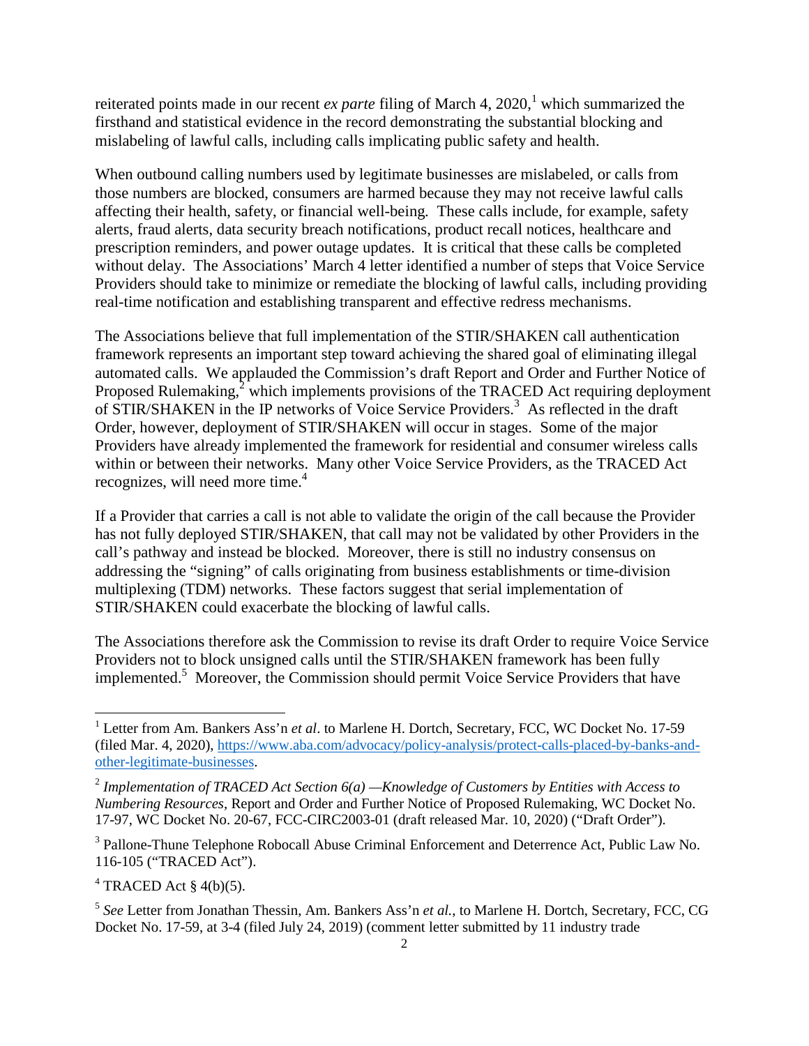reiterated points made in our recent *ex parte* filing of March 4, 2020,[1] which summarized the firsthand and statistical evidence in the record demonstrating the substantial blocking and mislabeling of lawful calls, including calls implicating public safety and health.

When outbound calling numbers used by legitimate businesses are mislabeled, or calls from those numbers are blocked, consumers are harmed because they may not receive lawful calls affecting their health, safety, or financial well-being. These calls include, for example, safety alerts, fraud alerts, data security breach notifications, product recall notices, healthcare and prescription reminders, and power outage updates. It is critical that these calls be completed without delay. The Associations' March 4 letter identified a number of steps that Voice Service Providers should take to minimize or remediate the blocking of lawful calls, including providing real-time notification and establishing transparent and effective redress mechanisms.

The Associations believe that full implementation of the STIR/SHAKEN call authentication framework represents an important step toward achieving the shared goal of eliminating illegal automated calls. We applauded the Commission's draft Report and Order and Further Notice of Proposed Rulemaking,[2] which implements provisions of the TRACED Act requiring deployment of STIR/SHAKEN in the IP networks of Voice Service Providers.[3] As reflected in the draft Order, however, deployment of STIR/SHAKEN will occur in stages. Some of the major Providers have already implemented the framework for residential and consumer wireless calls within or between their networks. Many other Voice Service Providers, as the TRACED Act recognizes, will need more time.[4]

If a Provider that carries a call is not able to validate the origin of the call because the Provider has not fully deployed STIR/SHAKEN, that call may not be validated by other Providers in the call's pathway and instead be blocked. Moreover, there is still no industry consensus on addressing the "signing" of calls originating from business establishments or time-division multiplexing (TDM) networks. These factors suggest that serial implementation of STIR/SHAKEN could exacerbate the blocking of lawful calls.

The Associations therefore ask the Commission to revise its draft Order to require Voice Service Providers not to block unsigned calls until the STIR/SHAKEN framework has been fully implemented.[5] Moreover, the Commission should permit Voice Service Providers that have

---

[1] Letter from Am. Bankers Ass'n *et al*. to Marlene H. Dortch, Secretary, FCC, WC Docket No. 17-59 (filed Mar. 4, 2020), https://www.aba.com/advocacy/policy-analysis/protect-calls-placed-by-banks-and-other-legitimate-businesses.

[2] *Implementation of TRACED Act Section 6(a) —Knowledge of Customers by Entities with Access to Numbering Resources*, Report and Order and Further Notice of Proposed Rulemaking, WC Docket No. 17-97, WC Docket No. 20-67, FCC-CIRC2003-01 (draft released Mar. 10, 2020) ("Draft Order").

[3] Pallone-Thune Telephone Robocall Abuse Criminal Enforcement and Deterrence Act, Public Law No. 116-105 ("TRACED Act").

[4] TRACED Act § 4(b)(5).

[5] *See* Letter from Jonathan Thessin, Am. Bankers Ass'n *et al.*, to Marlene H. Dortch, Secretary, FCC, CG Docket No. 17-59, at 3-4 (filed July 24, 2019) (comment letter submitted by 11 industry trade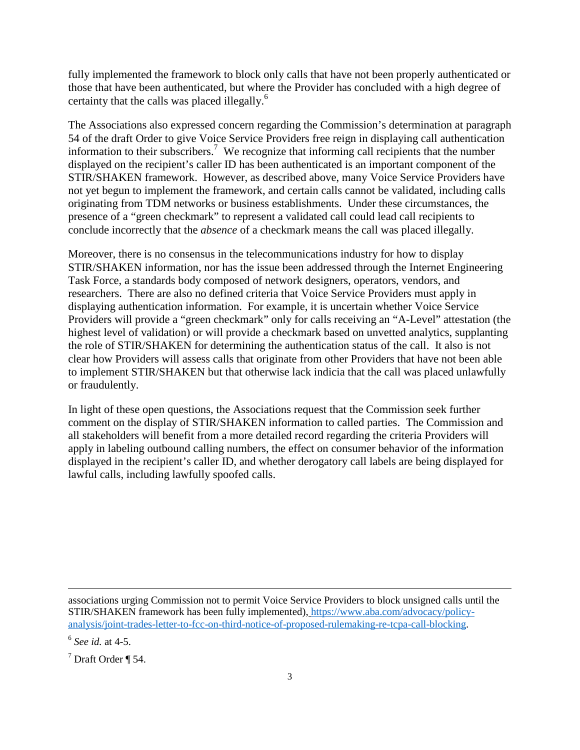fully implemented the framework to block only calls that have not been properly authenticated or those that have been authenticated, but where the Provider has concluded with a high degree of certainty that the calls was placed illegally.[6]

The Associations also expressed concern regarding the Commission's determination at paragraph 54 of the draft Order to give Voice Service Providers free reign in displaying call authentication information to their subscribers.[7] We recognize that informing call recipients that the number displayed on the recipient's caller ID has been authenticated is an important component of the STIR/SHAKEN framework. However, as described above, many Voice Service Providers have not yet begun to implement the framework, and certain calls cannot be validated, including calls originating from TDM networks or business establishments. Under these circumstances, the presence of a "green checkmark" to represent a validated call could lead call recipients to conclude incorrectly that the *absence* of a checkmark means the call was placed illegally.

Moreover, there is no consensus in the telecommunications industry for how to display STIR/SHAKEN information, nor has the issue been addressed through the Internet Engineering Task Force, a standards body composed of network designers, operators, vendors, and researchers. There are also no defined criteria that Voice Service Providers must apply in displaying authentication information. For example, it is uncertain whether Voice Service Providers will provide a "green checkmark" only for calls receiving an "A-Level" attestation (the highest level of validation) or will provide a checkmark based on unvetted analytics, supplanting the role of STIR/SHAKEN for determining the authentication status of the call. It also is not clear how Providers will assess calls that originate from other Providers that have not been able to implement STIR/SHAKEN but that otherwise lack indicia that the call was placed unlawfully or fraudulently.

In light of these open questions, the Associations request that the Commission seek further comment on the display of STIR/SHAKEN information to called parties. The Commission and all stakeholders will benefit from a more detailed record regarding the criteria Providers will apply in labeling outbound calling numbers, the effect on consumer behavior of the information displayed in the recipient's caller ID, and whether derogatory call labels are being displayed for lawful calls, including lawfully spoofed calls.

---

associations urging Commission not to permit Voice Service Providers to block unsigned calls until the STIR/SHAKEN framework has been fully implemented), https://www.aba.com/advocacy/policy-analysis/joint-trades-letter-to-fcc-on-third-notice-of-proposed-rulemaking-re-tcpa-call-blocking.

[6] *See id.* at 4-5.

[7] Draft Order ¶ 54.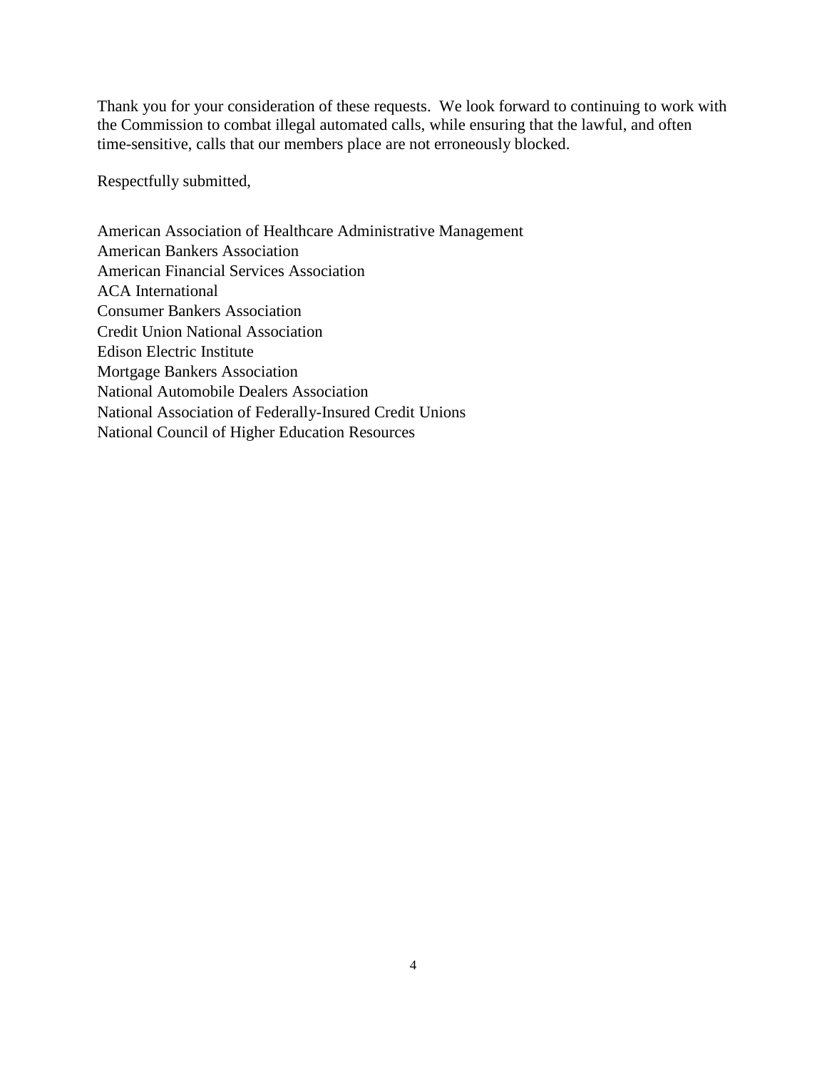Thank you for your consideration of these requests. We look forward to continuing to work with the Commission to combat illegal automated calls, while ensuring that the lawful, and often time-sensitive, calls that our members place are not erroneously blocked.

Respectfully submitted,

American Association of Healthcare Administrative Management
American Bankers Association
American Financial Services Association
ACA International
Consumer Bankers Association
Credit Union National Association
Edison Electric Institute
Mortgage Bankers Association
National Automobile Dealers Association
National Association of Federally-Insured Credit Unions
National Council of Higher Education Resources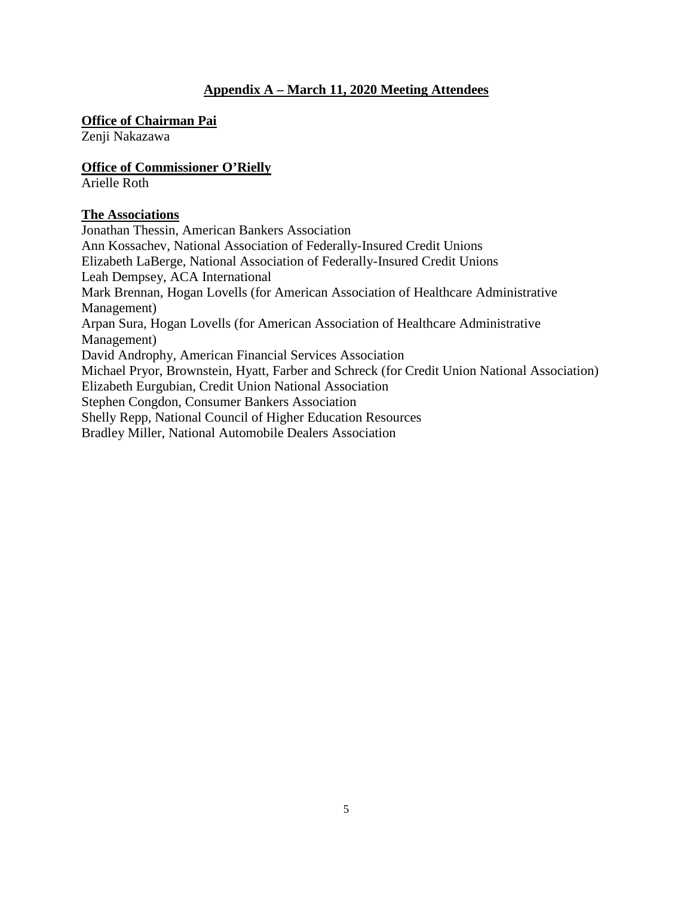## Appendix A – March 11, 2020 Meeting Attendees

**Office of Chairman Pai**

Zenji Nakazawa

**Office of Commissioner O'Rielly**

Arielle Roth

**The Associations**

Jonathan Thessin, American Bankers Association
Ann Kossachev, National Association of Federally-Insured Credit Unions
Elizabeth LaBerge, National Association of Federally-Insured Credit Unions
Leah Dempsey, ACA International
Mark Brennan, Hogan Lovells (for American Association of Healthcare Administrative Management)
Arpan Sura, Hogan Lovells (for American Association of Healthcare Administrative Management)
David Androphy, American Financial Services Association
Michael Pryor, Brownstein, Hyatt, Farber and Schreck (for Credit Union National Association)
Elizabeth Eurgubian, Credit Union National Association
Stephen Congdon, Consumer Bankers Association
Shelly Repp, National Council of Higher Education Resources
Bradley Miller, National Automobile Dealers Association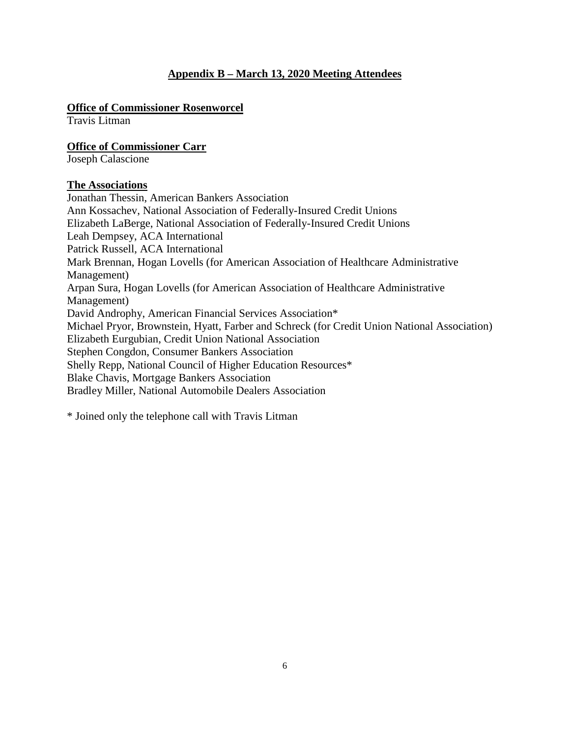## Appendix B – March 13, 2020 Meeting Attendees

**Office of Commissioner Rosenworcel**

Travis Litman

**Office of Commissioner Carr**

Joseph Calascione

**The Associations**

Jonathan Thessin, American Bankers Association
Ann Kossachev, National Association of Federally-Insured Credit Unions
Elizabeth LaBerge, National Association of Federally-Insured Credit Unions
Leah Dempsey, ACA International
Patrick Russell, ACA International
Mark Brennan, Hogan Lovells (for American Association of Healthcare Administrative Management)
Arpan Sura, Hogan Lovells (for American Association of Healthcare Administrative Management)
David Androphy, American Financial Services Association*
Michael Pryor, Brownstein, Hyatt, Farber and Schreck (for Credit Union National Association)
Elizabeth Eurgubian, Credit Union National Association
Stephen Congdon, Consumer Bankers Association
Shelly Repp, National Council of Higher Education Resources*
Blake Chavis, Mortgage Bankers Association
Bradley Miller, National Automobile Dealers Association

* Joined only the telephone call with Travis Litman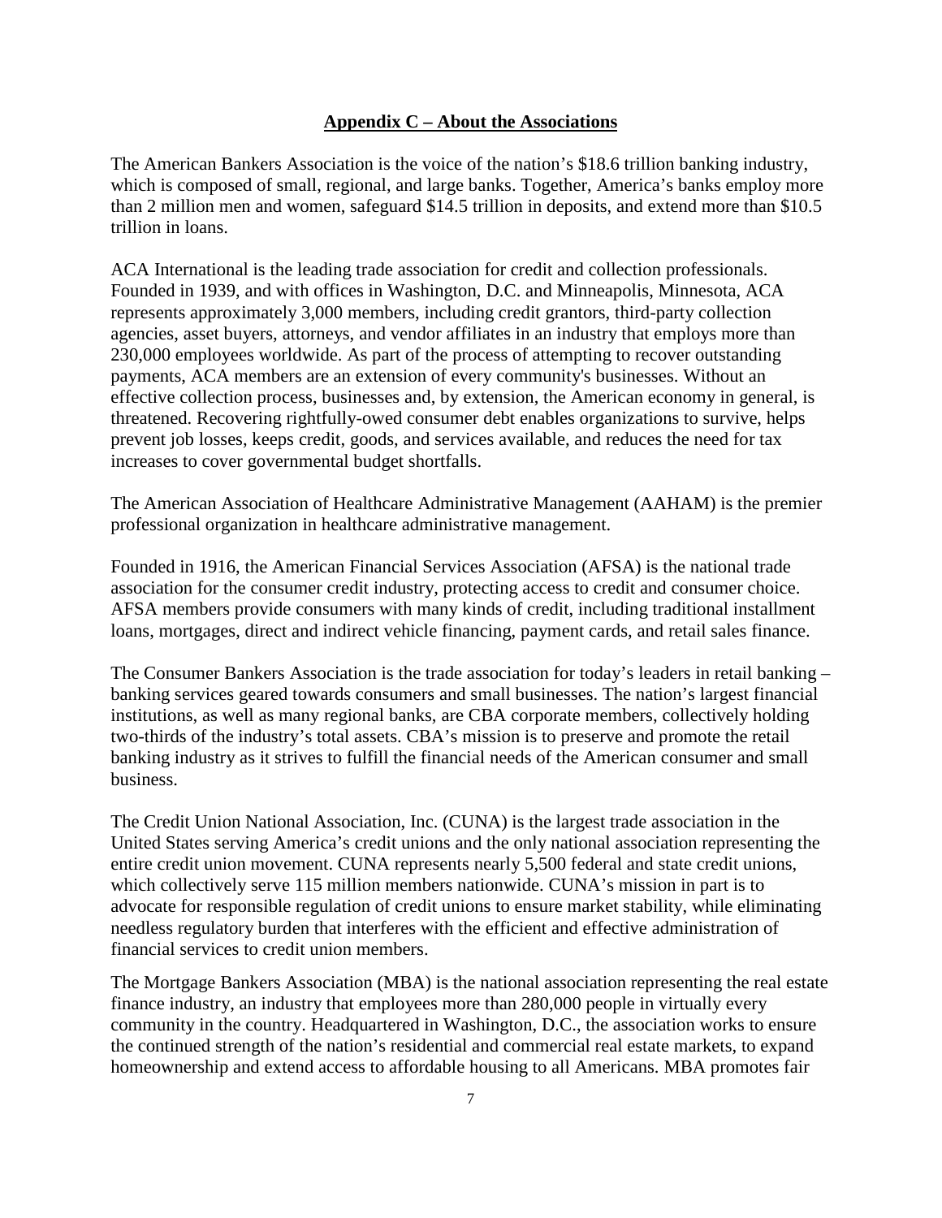## Appendix C – About the Associations

The American Bankers Association is the voice of the nation's $18.6 trillion banking industry, which is composed of small, regional, and large banks. Together, America's banks employ more than 2 million men and women, safeguard $14.5 trillion in deposits, and extend more than $10.5 trillion in loans.

ACA International is the leading trade association for credit and collection professionals. Founded in 1939, and with offices in Washington, D.C. and Minneapolis, Minnesota, ACA represents approximately 3,000 members, including credit grantors, third-party collection agencies, asset buyers, attorneys, and vendor affiliates in an industry that employs more than 230,000 employees worldwide. As part of the process of attempting to recover outstanding payments, ACA members are an extension of every community's businesses. Without an effective collection process, businesses and, by extension, the American economy in general, is threatened. Recovering rightfully-owed consumer debt enables organizations to survive, helps prevent job losses, keeps credit, goods, and services available, and reduces the need for tax increases to cover governmental budget shortfalls.

The American Association of Healthcare Administrative Management (AAHAM) is the premier professional organization in healthcare administrative management.

Founded in 1916, the American Financial Services Association (AFSA) is the national trade association for the consumer credit industry, protecting access to credit and consumer choice. AFSA members provide consumers with many kinds of credit, including traditional installment loans, mortgages, direct and indirect vehicle financing, payment cards, and retail sales finance.

The Consumer Bankers Association is the trade association for today's leaders in retail banking – banking services geared towards consumers and small businesses. The nation's largest financial institutions, as well as many regional banks, are CBA corporate members, collectively holding two-thirds of the industry's total assets. CBA's mission is to preserve and promote the retail banking industry as it strives to fulfill the financial needs of the American consumer and small business.

The Credit Union National Association, Inc. (CUNA) is the largest trade association in the United States serving America's credit unions and the only national association representing the entire credit union movement. CUNA represents nearly 5,500 federal and state credit unions, which collectively serve 115 million members nationwide. CUNA's mission in part is to advocate for responsible regulation of credit unions to ensure market stability, while eliminating needless regulatory burden that interferes with the efficient and effective administration of financial services to credit union members.

The Mortgage Bankers Association (MBA) is the national association representing the real estate finance industry, an industry that employees more than 280,000 people in virtually every community in the country. Headquartered in Washington, D.C., the association works to ensure the continued strength of the nation's residential and commercial real estate markets, to expand homeownership and extend access to affordable housing to all Americans. MBA promotes fair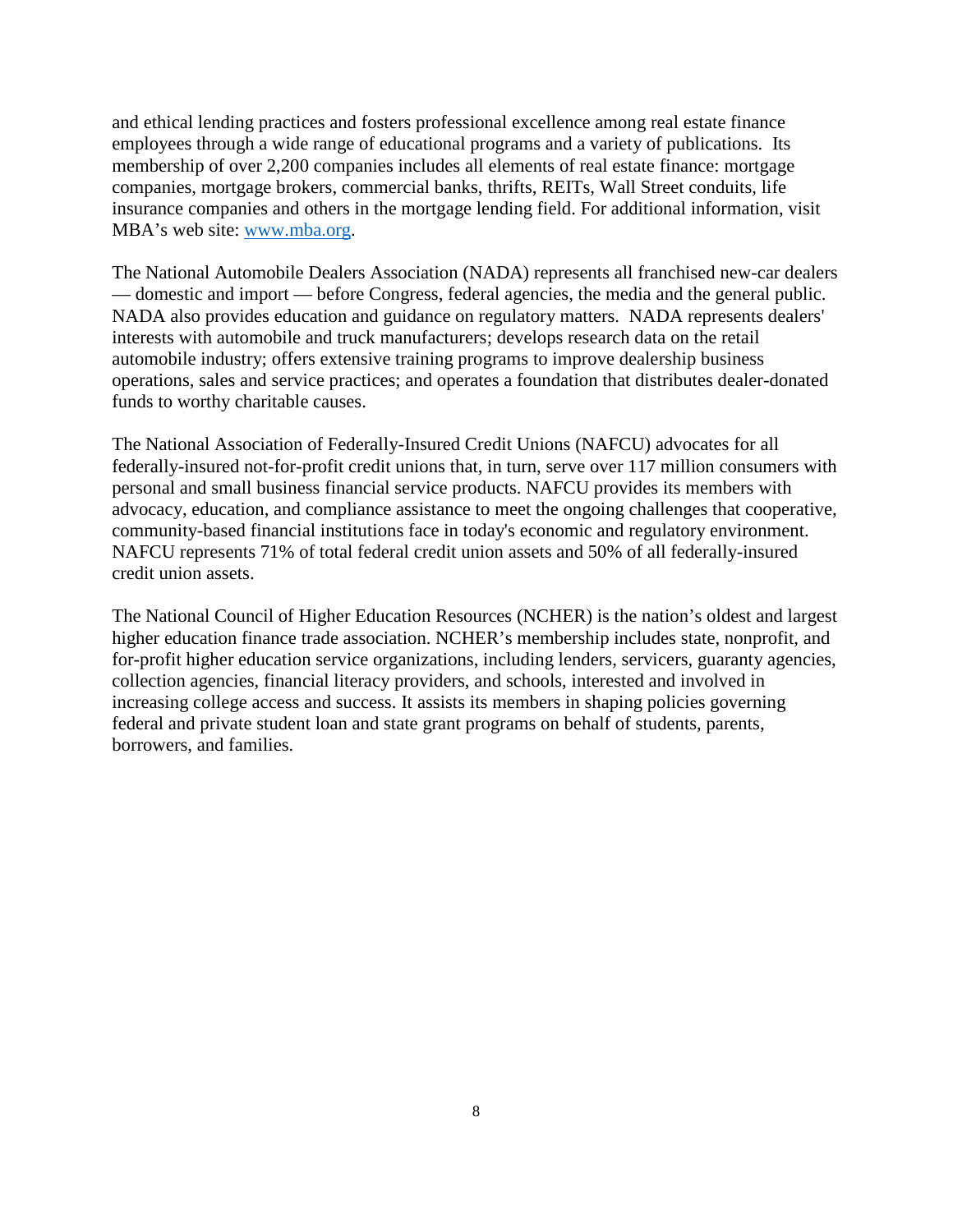and ethical lending practices and fosters professional excellence among real estate finance employees through a wide range of educational programs and a variety of publications. Its membership of over 2,200 companies includes all elements of real estate finance: mortgage companies, mortgage brokers, commercial banks, thrifts, REITs, Wall Street conduits, life insurance companies and others in the mortgage lending field. For additional information, visit MBA's web site: [www.mba.org](http://www.mba.org).

The National Automobile Dealers Association (NADA) represents all franchised new-car dealers — domestic and import — before Congress, federal agencies, the media and the general public. NADA also provides education and guidance on regulatory matters. NADA represents dealers' interests with automobile and truck manufacturers; develops research data on the retail automobile industry; offers extensive training programs to improve dealership business operations, sales and service practices; and operates a foundation that distributes dealer-donated funds to worthy charitable causes.

The National Association of Federally-Insured Credit Unions (NAFCU) advocates for all federally-insured not-for-profit credit unions that, in turn, serve over 117 million consumers with personal and small business financial service products. NAFCU provides its members with advocacy, education, and compliance assistance to meet the ongoing challenges that cooperative, community-based financial institutions face in today's economic and regulatory environment. NAFCU represents 71% of total federal credit union assets and 50% of all federally-insured credit union assets.

The National Council of Higher Education Resources (NCHER) is the nation's oldest and largest higher education finance trade association. NCHER's membership includes state, nonprofit, and for-profit higher education service organizations, including lenders, servicers, guaranty agencies, collection agencies, financial literacy providers, and schools, interested and involved in increasing college access and success. It assists its members in shaping policies governing federal and private student loan and state grant programs on behalf of students, parents, borrowers, and families.